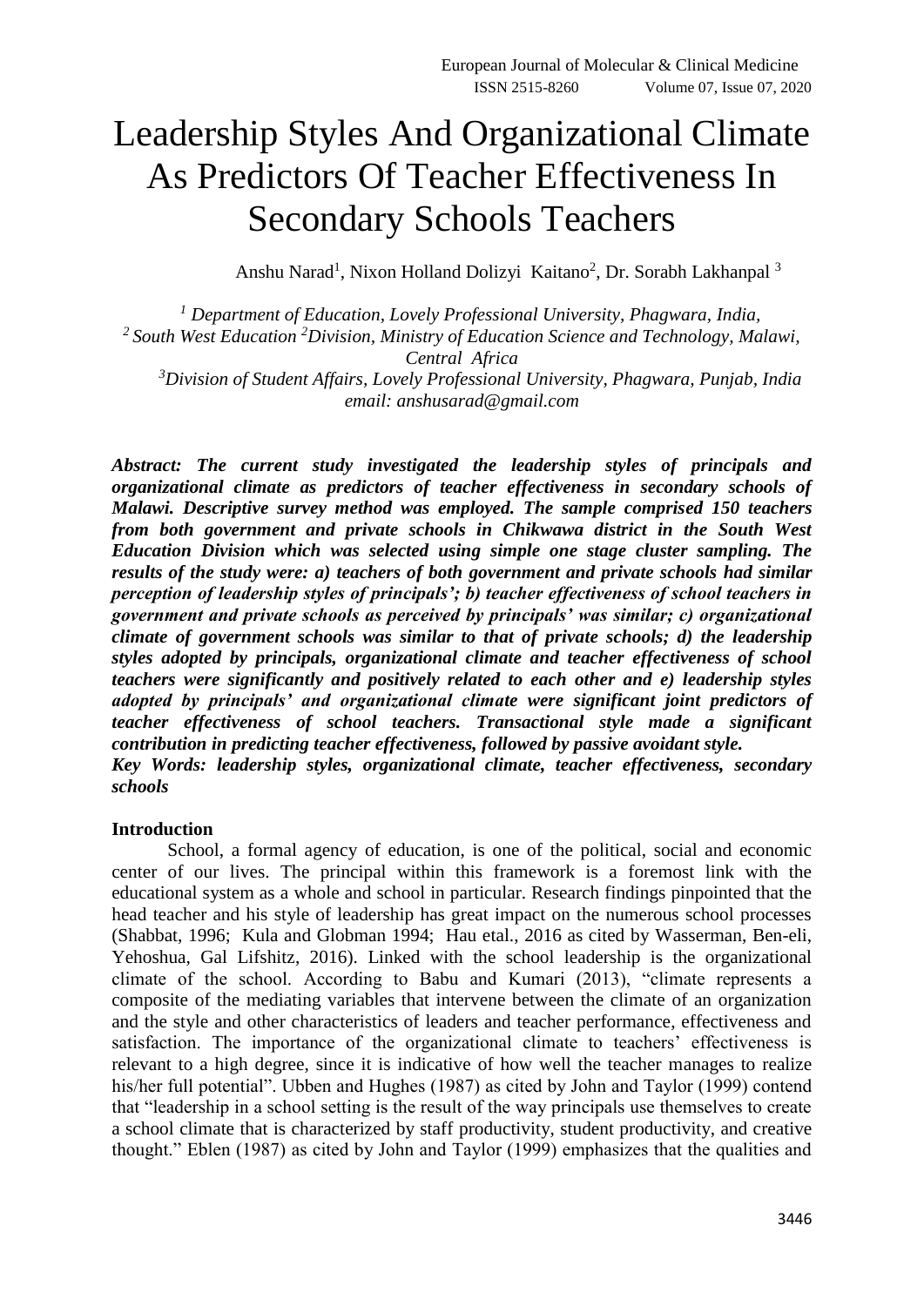# Leadership Styles And Organizational Climate As Predictors Of Teacher Effectiveness In Secondary Schools Teachers

Anshu Narad[1], Nixon Holland Dolizyi Kaitano[2], Dr. Sorabh Lakhanpal [3]

*[1] Department of Education, Lovely Professional University, Phagwara, India,*
*[2] South West Education [2]Division, Ministry of Education Science and Technology, Malawi, Central Africa*
*[3]Division of Student Affairs, Lovely Professional University, Phagwara, Punjab, India*
*email: anshusarad@gmail.com*

***Abstract: The current study investigated the leadership styles of principals and organizational climate as predictors of teacher effectiveness in secondary schools of Malawi. Descriptive survey method was employed. The sample comprised 150 teachers from both government and private schools in Chikwawa district in the South West Education Division which was selected using simple one stage cluster sampling. The results of the study were: a) teachers of both government and private schools had similar perception of leadership styles of principals'; b) teacher effectiveness of school teachers in government and private schools as perceived by principals' was similar; c) organizational climate of government schools was similar to that of private schools; d) the leadership styles adopted by principals, organizational climate and teacher effectiveness of school teachers were significantly and positively related to each other and e) leadership styles adopted by principals' and organizational climate were significant joint predictors of teacher effectiveness of school teachers. Transactional style made a significant contribution in predicting teacher effectiveness, followed by passive avoidant style.***

***Key Words: leadership styles, organizational climate, teacher effectiveness, secondary schools***

**Introduction**

School, a formal agency of education, is one of the political, social and economic center of our lives. The principal within this framework is a foremost link with the educational system as a whole and school in particular. Research findings pinpointed that the head teacher and his style of leadership has great impact on the numerous school processes (Shabbat, 1996; Kula and Globman 1994; Hau etal., 2016 as cited by Wasserman, Ben-eli, Yehoshua, Gal Lifshitz, 2016). Linked with the school leadership is the organizational climate of the school. According to Babu and Kumari (2013), "climate represents a composite of the mediating variables that intervene between the climate of an organization and the style and other characteristics of leaders and teacher performance, effectiveness and satisfaction. The importance of the organizational climate to teachers' effectiveness is relevant to a high degree, since it is indicative of how well the teacher manages to realize his/her full potential". Ubben and Hughes (1987) as cited by John and Taylor (1999) contend that "leadership in a school setting is the result of the way principals use themselves to create a school climate that is characterized by staff productivity, student productivity, and creative thought." Eblen (1987) as cited by John and Taylor (1999) emphasizes that the qualities and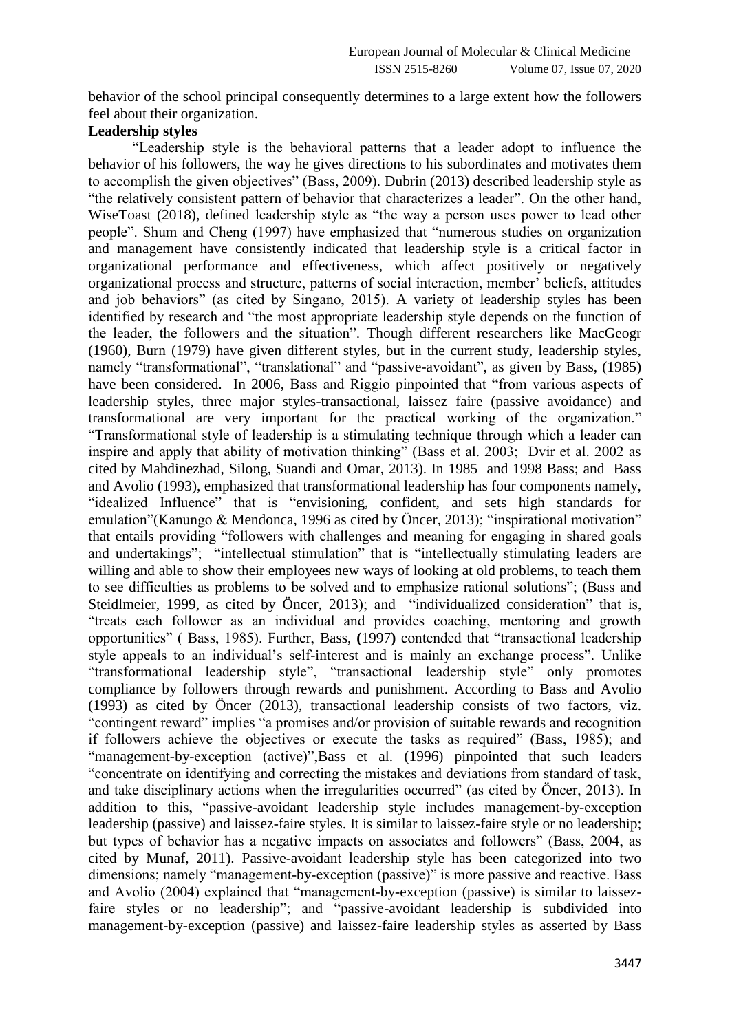behavior of the school principal consequently determines to a large extent how the followers feel about their organization.

**Leadership styles**

"Leadership style is the behavioral patterns that a leader adopt to influence the behavior of his followers, the way he gives directions to his subordinates and motivates them to accomplish the given objectives" (Bass, 2009). Dubrin (2013) described leadership style as "the relatively consistent pattern of behavior that characterizes a leader". On the other hand, WiseToast (2018), defined leadership style as "the way a person uses power to lead other people". Shum and Cheng (1997) have emphasized that "numerous studies on organization and management have consistently indicated that leadership style is a critical factor in organizational performance and effectiveness, which affect positively or negatively organizational process and structure, patterns of social interaction, member' beliefs, attitudes and job behaviors" (as cited by Singano, 2015). A variety of leadership styles has been identified by research and "the most appropriate leadership style depends on the function of the leader, the followers and the situation". Though different researchers like MacGeogr (1960), Burn (1979) have given different styles, but in the current study, leadership styles, namely "transformational", "translational" and "passive-avoidant", as given by Bass, (1985) have been considered. In 2006, Bass and Riggio pinpointed that "from various aspects of leadership styles, three major styles-transactional, laissez faire (passive avoidance) and transformational are very important for the practical working of the organization." "Transformational style of leadership is a stimulating technique through which a leader can inspire and apply that ability of motivation thinking" (Bass et al. 2003; Dvir et al. 2002 as cited by Mahdinezhad, Silong, Suandi and Omar, 2013). In 1985 and 1998 Bass; and Bass and Avolio (1993), emphasized that transformational leadership has four components namely, "idealized Influence" that is "envisioning, confident, and sets high standards for emulation"(Kanungo & Mendonca, 1996 as cited by Öncer, 2013); "inspirational motivation" that entails providing "followers with challenges and meaning for engaging in shared goals and undertakings"; "intellectual stimulation" that is "intellectually stimulating leaders are willing and able to show their employees new ways of looking at old problems, to teach them to see difficulties as problems to be solved and to emphasize rational solutions"; (Bass and Steidlmeier, 1999, as cited by Öncer, 2013); and "individualized consideration" that is, "treats each follower as an individual and provides coaching, mentoring and growth opportunities" ( Bass, 1985). Further, Bass, **(**1997**)** contended that "transactional leadership style appeals to an individual's self-interest and is mainly an exchange process". Unlike "transformational leadership style", "transactional leadership style" only promotes compliance by followers through rewards and punishment. According to Bass and Avolio (1993) as cited by Öncer (2013), transactional leadership consists of two factors, viz. "contingent reward" implies "a promises and/or provision of suitable rewards and recognition if followers achieve the objectives or execute the tasks as required" (Bass, 1985); and "management-by-exception (active)",Bass et al. (1996) pinpointed that such leaders "concentrate on identifying and correcting the mistakes and deviations from standard of task, and take disciplinary actions when the irregularities occurred" (as cited by Öncer, 2013). In addition to this, "passive-avoidant leadership style includes management-by-exception leadership (passive) and laissez-faire styles. It is similar to laissez-faire style or no leadership; but types of behavior has a negative impacts on associates and followers" (Bass, 2004, as cited by Munaf, 2011). Passive-avoidant leadership style has been categorized into two dimensions; namely "management-by-exception (passive)" is more passive and reactive. Bass and Avolio (2004) explained that "management-by-exception (passive) is similar to laissez-faire styles or no leadership"; and "passive-avoidant leadership is subdivided into management-by-exception (passive) and laissez-faire leadership styles as asserted by Bass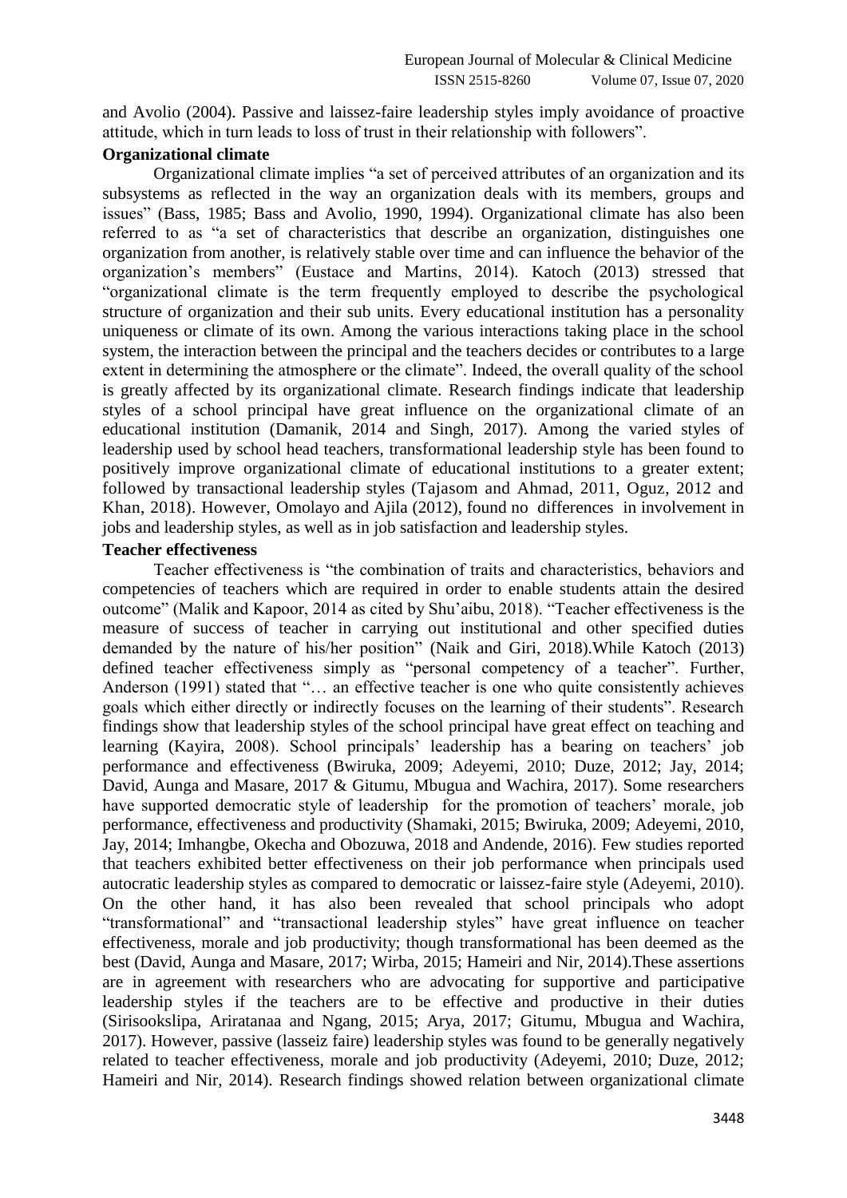and Avolio (2004). Passive and laissez-faire leadership styles imply avoidance of proactive attitude, which in turn leads to loss of trust in their relationship with followers".

**Organizational climate**

Organizational climate implies "a set of perceived attributes of an organization and its subsystems as reflected in the way an organization deals with its members, groups and issues" (Bass, 1985; Bass and Avolio, 1990, 1994). Organizational climate has also been referred to as "a set of characteristics that describe an organization, distinguishes one organization from another, is relatively stable over time and can influence the behavior of the organization's members" (Eustace and Martins, 2014). Katoch (2013) stressed that "organizational climate is the term frequently employed to describe the psychological structure of organization and their sub units. Every educational institution has a personality uniqueness or climate of its own. Among the various interactions taking place in the school system, the interaction between the principal and the teachers decides or contributes to a large extent in determining the atmosphere or the climate". Indeed, the overall quality of the school is greatly affected by its organizational climate. Research findings indicate that leadership styles of a school principal have great influence on the organizational climate of an educational institution (Damanik, 2014 and Singh, 2017). Among the varied styles of leadership used by school head teachers, transformational leadership style has been found to positively improve organizational climate of educational institutions to a greater extent; followed by transactional leadership styles (Tajasom and Ahmad, 2011, Oguz, 2012 and Khan, 2018). However, Omolayo and Ajila (2012), found no differences in involvement in jobs and leadership styles, as well as in job satisfaction and leadership styles.

**Teacher effectiveness**

Teacher effectiveness is "the combination of traits and characteristics, behaviors and competencies of teachers which are required in order to enable students attain the desired outcome" (Malik and Kapoor, 2014 as cited by Shu'aibu, 2018). "Teacher effectiveness is the measure of success of teacher in carrying out institutional and other specified duties demanded by the nature of his/her position" (Naik and Giri, 2018).While Katoch (2013) defined teacher effectiveness simply as "personal competency of a teacher". Further, Anderson (1991) stated that "… an effective teacher is one who quite consistently achieves goals which either directly or indirectly focuses on the learning of their students". Research findings show that leadership styles of the school principal have great effect on teaching and learning (Kayira, 2008). School principals' leadership has a bearing on teachers' job performance and effectiveness (Bwiruka, 2009; Adeyemi, 2010; Duze, 2012; Jay, 2014; David, Aunga and Masare, 2017 & Gitumu, Mbugua and Wachira, 2017). Some researchers have supported democratic style of leadership for the promotion of teachers' morale, job performance, effectiveness and productivity (Shamaki, 2015; Bwiruka, 2009; Adeyemi, 2010, Jay, 2014; Imhangbe, Okecha and Obozuwa, 2018 and Andende, 2016). Few studies reported that teachers exhibited better effectiveness on their job performance when principals used autocratic leadership styles as compared to democratic or laissez-faire style (Adeyemi, 2010). On the other hand, it has also been revealed that school principals who adopt "transformational" and "transactional leadership styles" have great influence on teacher effectiveness, morale and job productivity; though transformational has been deemed as the best (David, Aunga and Masare, 2017; Wirba, 2015; Hameiri and Nir, 2014).These assertions are in agreement with researchers who are advocating for supportive and participative leadership styles if the teachers are to be effective and productive in their duties (Sirisookslipa, Ariratanaa and Ngang, 2015; Arya, 2017; Gitumu, Mbugua and Wachira, 2017). However, passive (lasseiz faire) leadership styles was found to be generally negatively related to teacher effectiveness, morale and job productivity (Adeyemi, 2010; Duze, 2012; Hameiri and Nir, 2014). Research findings showed relation between organizational climate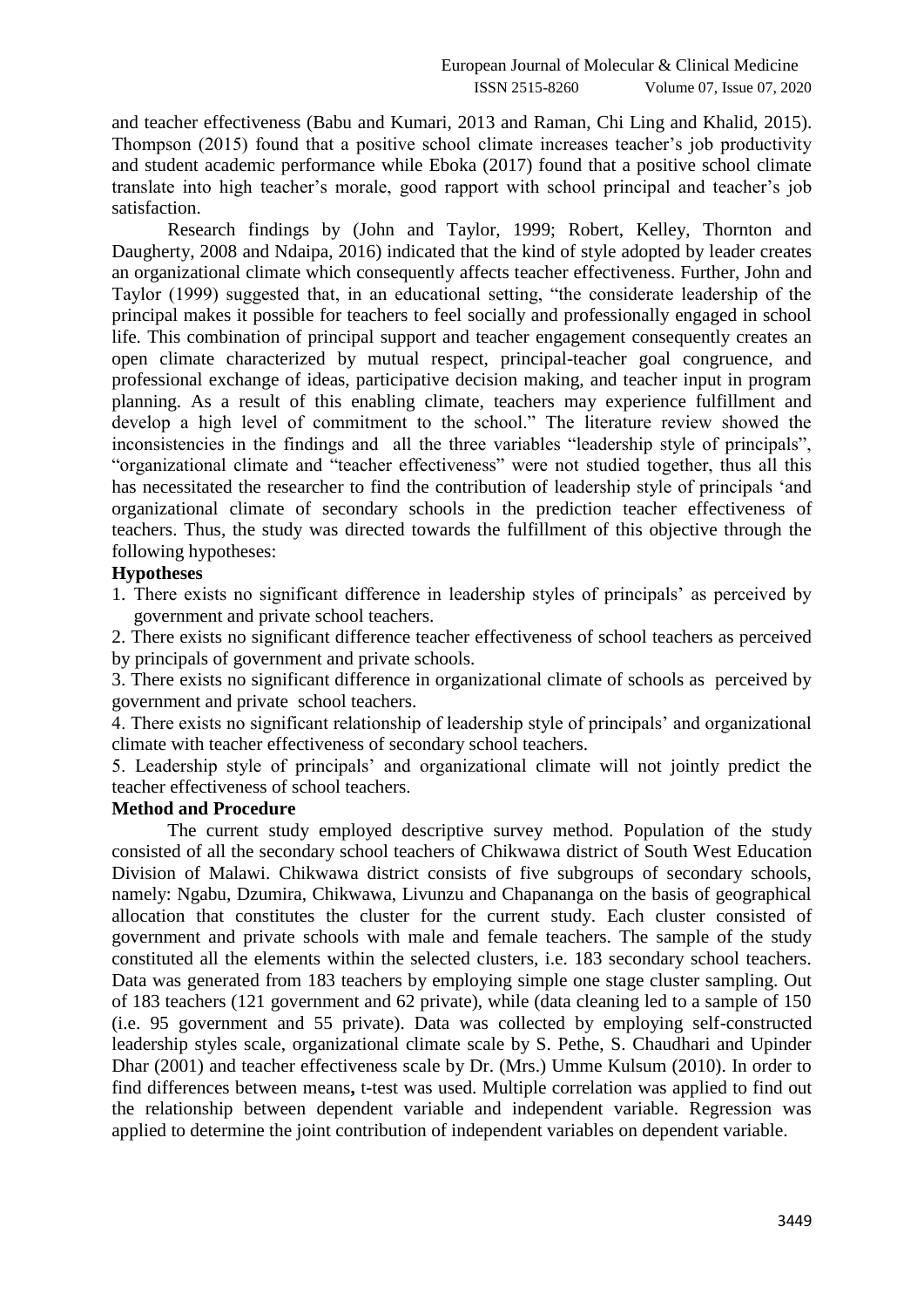and teacher effectiveness (Babu and Kumari, 2013 and Raman, Chi Ling and Khalid, 2015). Thompson (2015) found that a positive school climate increases teacher's job productivity and student academic performance while Eboka (2017) found that a positive school climate translate into high teacher's morale, good rapport with school principal and teacher's job satisfaction.

Research findings by (John and Taylor, 1999; Robert, Kelley, Thornton and Daugherty, 2008 and Ndaipa, 2016) indicated that the kind of style adopted by leader creates an organizational climate which consequently affects teacher effectiveness. Further, John and Taylor (1999) suggested that, in an educational setting, "the considerate leadership of the principal makes it possible for teachers to feel socially and professionally engaged in school life. This combination of principal support and teacher engagement consequently creates an open climate characterized by mutual respect, principal-teacher goal congruence, and professional exchange of ideas, participative decision making, and teacher input in program planning. As a result of this enabling climate, teachers may experience fulfillment and develop a high level of commitment to the school." The literature review showed the inconsistencies in the findings and all the three variables "leadership style of principals", "organizational climate and "teacher effectiveness" were not studied together, thus all this has necessitated the researcher to find the contribution of leadership style of principals 'and organizational climate of secondary schools in the prediction teacher effectiveness of teachers. Thus, the study was directed towards the fulfillment of this objective through the following hypotheses:

**Hypotheses**

1. There exists no significant difference in leadership styles of principals' as perceived by government and private school teachers.
2. There exists no significant difference teacher effectiveness of school teachers as perceived by principals of government and private schools.
3. There exists no significant difference in organizational climate of schools as perceived by government and private school teachers.
4. There exists no significant relationship of leadership style of principals' and organizational climate with teacher effectiveness of secondary school teachers.
5. Leadership style of principals' and organizational climate will not jointly predict the teacher effectiveness of school teachers.

**Method and Procedure**

The current study employed descriptive survey method. Population of the study consisted of all the secondary school teachers of Chikwawa district of South West Education Division of Malawi. Chikwawa district consists of five subgroups of secondary schools, namely: Ngabu, Dzumira, Chikwawa, Livunzu and Chapananga on the basis of geographical allocation that constitutes the cluster for the current study. Each cluster consisted of government and private schools with male and female teachers. The sample of the study constituted all the elements within the selected clusters, i.e. 183 secondary school teachers. Data was generated from 183 teachers by employing simple one stage cluster sampling. Out of 183 teachers (121 government and 62 private), while (data cleaning led to a sample of 150 (i.e. 95 government and 55 private). Data was collected by employing self-constructed leadership styles scale, organizational climate scale by S. Pethe, S. Chaudhari and Upinder Dhar (2001) and teacher effectiveness scale by Dr. (Mrs.) Umme Kulsum (2010). In order to find differences between means**,** t-test was used. Multiple correlation was applied to find out the relationship between dependent variable and independent variable. Regression was applied to determine the joint contribution of independent variables on dependent variable.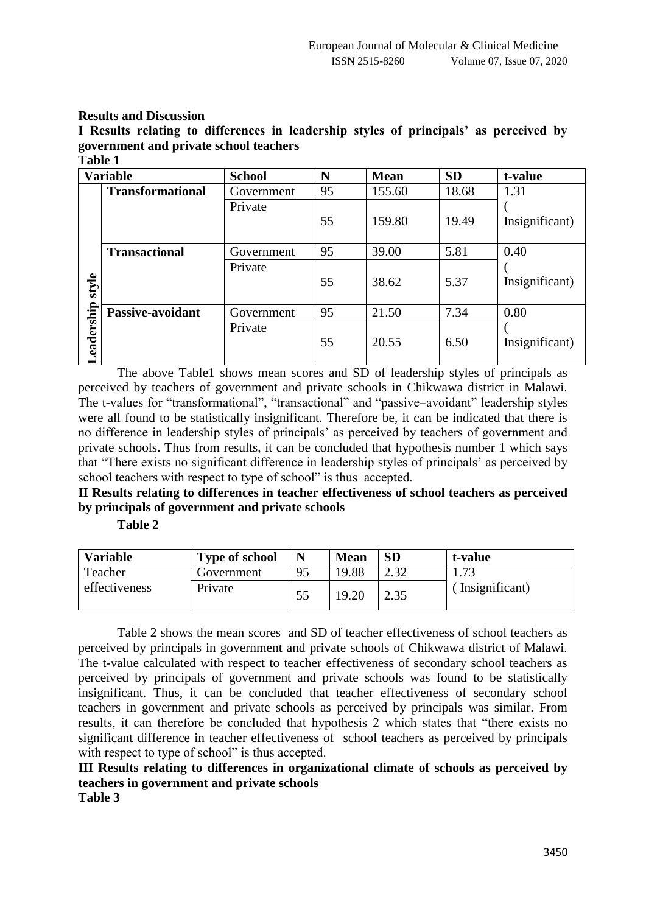## Results and Discussion

### I Results relating to differences in leadership styles of principals' as perceived by government and private school teachers

**Table 1**

| Variable | | School | N | Mean | SD | t-value |
|---|---|---|---|---|---|---|
| Leadership style | **Transformational** | Government | 95 | 155.60 | 18.68 | 1.31 (Insignificant) |
| | | Private | 55 | 159.80 | 19.49 | |
| | **Transactional** | Government | 95 | 39.00 | 5.81 | 0.40 (Insignificant) |
| | | Private | 55 | 38.62 | 5.37 | |
| | **Passive-avoidant** | Government | 95 | 21.50 | 7.34 | 0.80 (Insignificant) |
| | | Private | 55 | 20.55 | 6.50 | |

The above Table1 shows mean scores and SD of leadership styles of principals as perceived by teachers of government and private schools in Chikwawa district in Malawi. The t-values for "transformational", "transactional" and "passive–avoidant" leadership styles were all found to be statistically insignificant. Therefore be, it can be indicated that there is no difference in leadership styles of principals' as perceived by teachers of government and private schools. Thus from results, it can be concluded that hypothesis number 1 which says that "There exists no significant difference in leadership styles of principals' as perceived by school teachers with respect to type of school" is thus accepted.

### II Results relating to differences in teacher effectiveness of school teachers as perceived by principals of government and private schools

**Table 2**

| Variable | Type of school | N | Mean | SD | t-value |
|---|---|---|---|---|---|
| Teacher effectiveness | Government | 95 | 19.88 | 2.32 | 1.73 (Insignificant) |
| | Private | 55 | 19.20 | 2.35 | |

Table 2 shows the mean scores and SD of teacher effectiveness of school teachers as perceived by principals in government and private schools of Chikwawa district of Malawi. The t-value calculated with respect to teacher effectiveness of secondary school teachers as perceived by principals of government and private schools was found to be statistically insignificant. Thus, it can be concluded that teacher effectiveness of secondary school teachers in government and private schools as perceived by principals was similar. From results, it can therefore be concluded that hypothesis 2 which states that "there exists no significant difference in teacher effectiveness of school teachers as perceived by principals with respect to type of school" is thus accepted.

### III Results relating to differences in organizational climate of schools as perceived by teachers in government and private schools

**Table 3**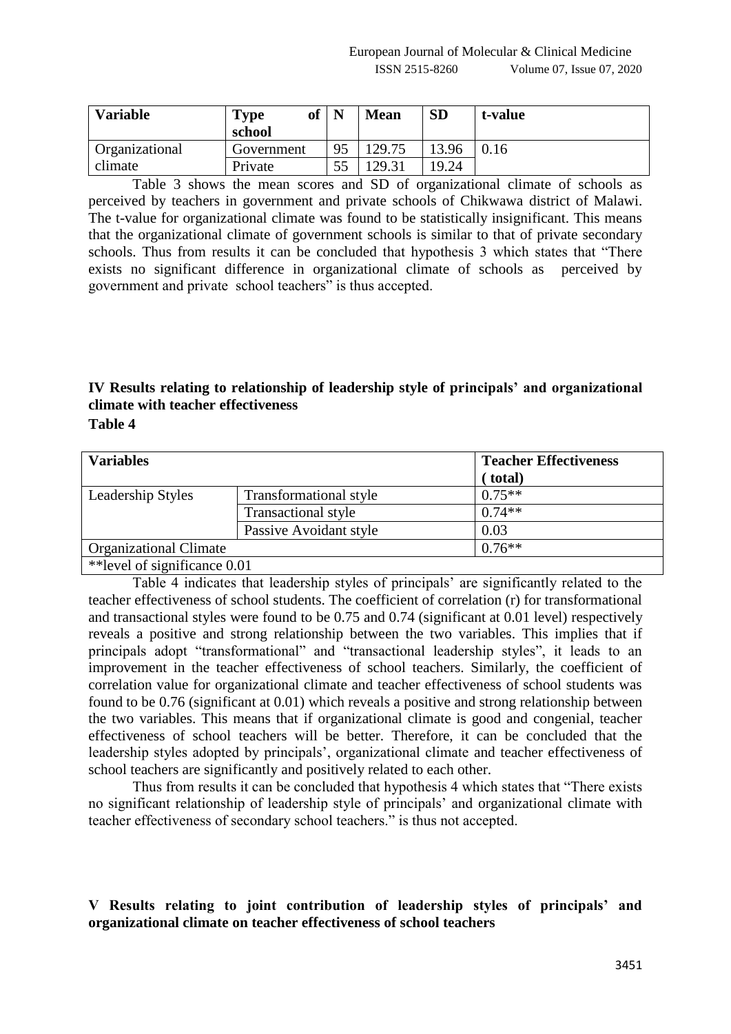| Variable | Type of school | N | Mean | SD | t-value |
|---|---|---|---|---|---|
| Organizational climate | Government | 95 | 129.75 | 13.96 | 0.16 |
| | Private | 55 | 129.31 | 19.24 | |

Table 3 shows the mean scores and SD of organizational climate of schools as perceived by teachers in government and private schools of Chikwawa district of Malawi. The t-value for organizational climate was found to be statistically insignificant. This means that the organizational climate of government schools is similar to that of private secondary schools. Thus from results it can be concluded that hypothesis 3 which states that "There exists no significant difference in organizational climate of schools as perceived by government and private school teachers" is thus accepted.

**IV Results relating to relationship of leadership style of principals' and organizational climate with teacher effectiveness**

**Table 4**

| Variables | | Teacher Effectiveness ( total) |
|---|---|---|
| Leadership Styles | Transformational style | 0.75** |
| | Transactional style | 0.74** |
| | Passive Avoidant style | 0.03 |
| Organizational Climate | | 0.76** |
| **level of significance 0.01 | | |

Table 4 indicates that leadership styles of principals' are significantly related to the teacher effectiveness of school students. The coefficient of correlation (r) for transformational and transactional styles were found to be 0.75 and 0.74 (significant at 0.01 level) respectively reveals a positive and strong relationship between the two variables. This implies that if principals adopt "transformational" and "transactional leadership styles", it leads to an improvement in the teacher effectiveness of school teachers. Similarly, the coefficient of correlation value for organizational climate and teacher effectiveness of school students was found to be 0.76 (significant at 0.01) which reveals a positive and strong relationship between the two variables. This means that if organizational climate is good and congenial, teacher effectiveness of school teachers will be better. Therefore, it can be concluded that the leadership styles adopted by principals', organizational climate and teacher effectiveness of school teachers are significantly and positively related to each other.

Thus from results it can be concluded that hypothesis 4 which states that "There exists no significant relationship of leadership style of principals' and organizational climate with teacher effectiveness of secondary school teachers." is thus not accepted.

**V Results relating to joint contribution of leadership styles of principals' and organizational climate on teacher effectiveness of school teachers**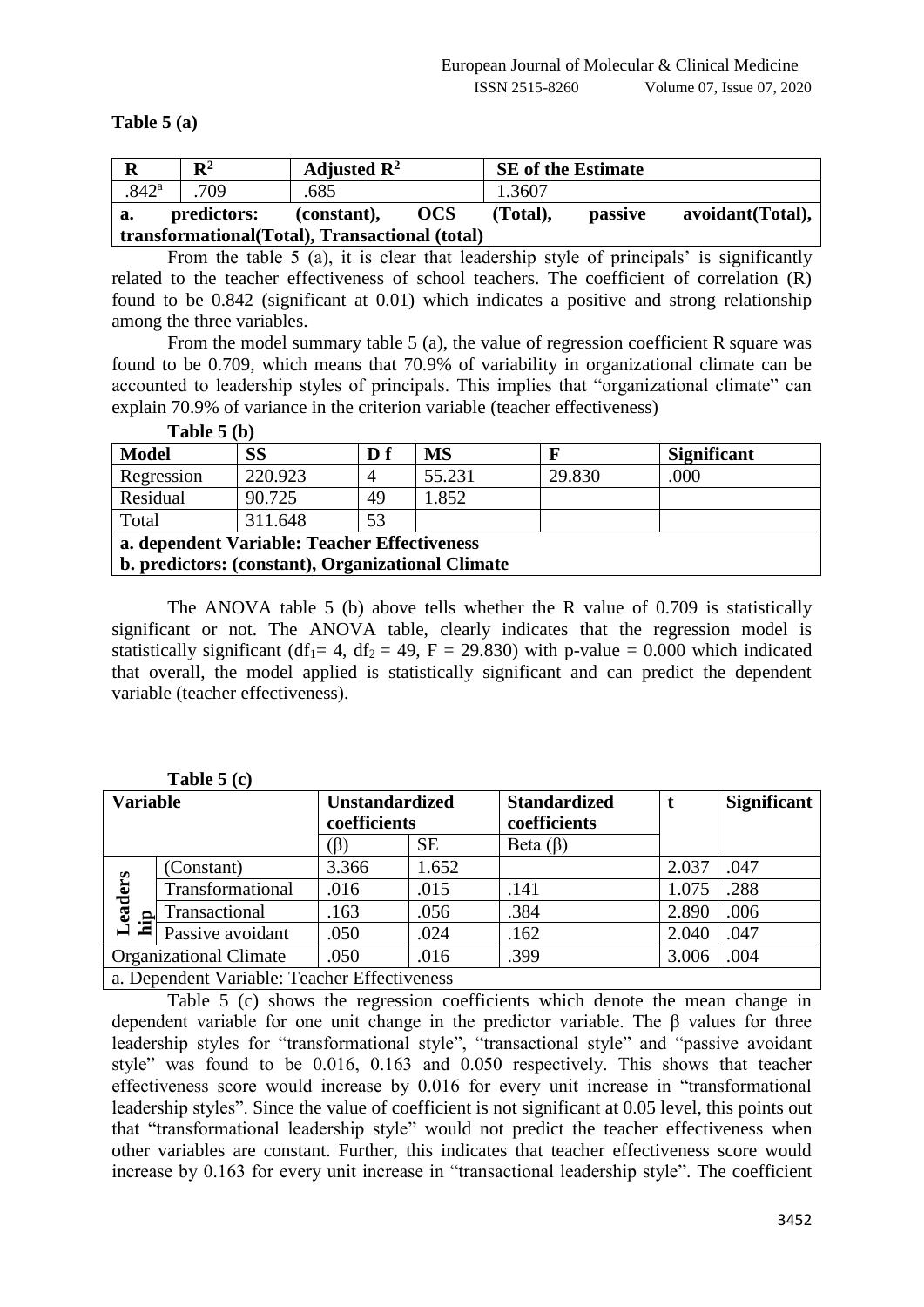**Table 5 (a)**

| R | $R^2$ | Adjusted $R^2$ | SE of the Estimate |
|---|---|---|---|
| .842[a] | .709 | .685 | 1.3607 |
| **a. predictors: (constant), OCS (Total), passive avoidant(Total), transformational(Total), Transactional (total)** | | | |

From the table 5 (a), it is clear that leadership style of principals' is significantly related to the teacher effectiveness of school teachers. The coefficient of correlation (R) found to be 0.842 (significant at 0.01) which indicates a positive and strong relationship among the three variables.

From the model summary table 5 (a), the value of regression coefficient R square was found to be 0.709, which means that 70.9% of variability in organizational climate can be accounted to leadership styles of principals. This implies that "organizational climate" can explain 70.9% of variance in the criterion variable (teacher effectiveness)

**Table 5 (b)**

| Model | SS | D f | MS | F | Significant |
|---|---|---|---|---|---|
| Regression | 220.923 | 4 | 55.231 | 29.830 | .000 |
| Residual | 90.725 | 49 | 1.852 | | |
| Total | 311.648 | 53 | | | |
| **a. dependent Variable: Teacher Effectiveness** | | | | | |
| **b. predictors: (constant), Organizational Climate** | | | | | |

The ANOVA table 5 (b) above tells whether the R value of 0.709 is statistically significant or not. The ANOVA table, clearly indicates that the regression model is statistically significant ($df_1 = 4$, $df_2 = 49$, $F = 29.830$) with p-value = 0.000 which indicated that overall, the model applied is statistically significant and can predict the dependent variable (teacher effectiveness).

**Table 5 (c)**

| Variable | | Unstandardized coefficients | | Standardized coefficients | t | Significant |
|---|---|---|---|---|---|---|
| | | (β) | SE | Beta (β) | | |
| Leadership | (Constant) | 3.366 | 1.652 | | 2.037 | .047 |
| | Transformational | .016 | .015 | .141 | 1.075 | .288 |
| | Transactional | .163 | .056 | .384 | 2.890 | .006 |
| | Passive avoidant | .050 | .024 | .162 | 2.040 | .047 |
| Organizational Climate | | .050 | .016 | .399 | 3.006 | .004 |
| a. Dependent Variable: Teacher Effectiveness | | | | | | |

Table 5 (c) shows the regression coefficients which denote the mean change in dependent variable for one unit change in the predictor variable. The β values for three leadership styles for "transformational style", "transactional style" and "passive avoidant style" was found to be 0.016, 0.163 and 0.050 respectively. This shows that teacher effectiveness score would increase by 0.016 for every unit increase in "transformational leadership styles". Since the value of coefficient is not significant at 0.05 level, this points out that "transformational leadership style" would not predict the teacher effectiveness when other variables are constant. Further, this indicates that teacher effectiveness score would increase by 0.163 for every unit increase in "transactional leadership style". The coefficient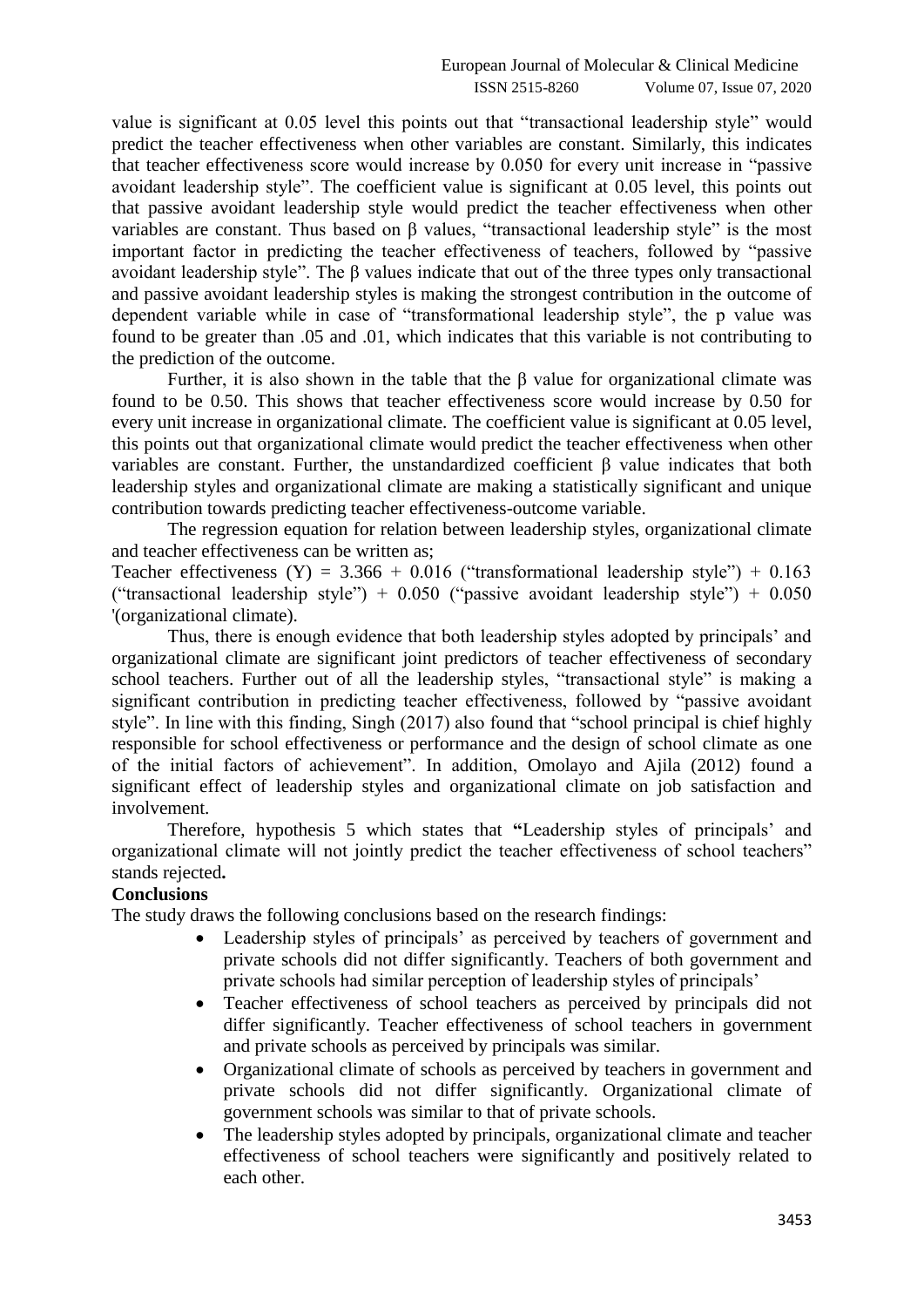value is significant at 0.05 level this points out that "transactional leadership style" would predict the teacher effectiveness when other variables are constant. Similarly, this indicates that teacher effectiveness score would increase by 0.050 for every unit increase in "passive avoidant leadership style". The coefficient value is significant at 0.05 level, this points out that passive avoidant leadership style would predict the teacher effectiveness when other variables are constant. Thus based on β values, "transactional leadership style" is the most important factor in predicting the teacher effectiveness of teachers, followed by "passive avoidant leadership style". The β values indicate that out of the three types only transactional and passive avoidant leadership styles is making the strongest contribution in the outcome of dependent variable while in case of "transformational leadership style", the p value was found to be greater than .05 and .01, which indicates that this variable is not contributing to the prediction of the outcome.

Further, it is also shown in the table that the β value for organizational climate was found to be 0.50. This shows that teacher effectiveness score would increase by 0.50 for every unit increase in organizational climate. The coefficient value is significant at 0.05 level, this points out that organizational climate would predict the teacher effectiveness when other variables are constant. Further, the unstandardized coefficient β value indicates that both leadership styles and organizational climate are making a statistically significant and unique contribution towards predicting teacher effectiveness-outcome variable.

The regression equation for relation between leadership styles, organizational climate and teacher effectiveness can be written as;

Teacher effectiveness (Y) = 3.366 + 0.016 ("transformational leadership style") + 0.163 ("transactional leadership style") + 0.050 ("passive avoidant leadership style") + 0.050 '(organizational climate).

Thus, there is enough evidence that both leadership styles adopted by principals' and organizational climate are significant joint predictors of teacher effectiveness of secondary school teachers. Further out of all the leadership styles, "transactional style" is making a significant contribution in predicting teacher effectiveness, followed by "passive avoidant style". In line with this finding, Singh (2017) also found that "school principal is chief highly responsible for school effectiveness or performance and the design of school climate as one of the initial factors of achievement". In addition, Omolayo and Ajila (2012) found a significant effect of leadership styles and organizational climate on job satisfaction and involvement.

Therefore, hypothesis 5 which states that **"**Leadership styles of principals' and organizational climate will not jointly predict the teacher effectiveness of school teachers" stands rejected**.**

**Conclusions**

The study draws the following conclusions based on the research findings:

- Leadership styles of principals' as perceived by teachers of government and private schools did not differ significantly. Teachers of both government and private schools had similar perception of leadership styles of principals'
- Teacher effectiveness of school teachers as perceived by principals did not differ significantly. Teacher effectiveness of school teachers in government and private schools as perceived by principals was similar.
- Organizational climate of schools as perceived by teachers in government and private schools did not differ significantly. Organizational climate of government schools was similar to that of private schools.
- The leadership styles adopted by principals, organizational climate and teacher effectiveness of school teachers were significantly and positively related to each other.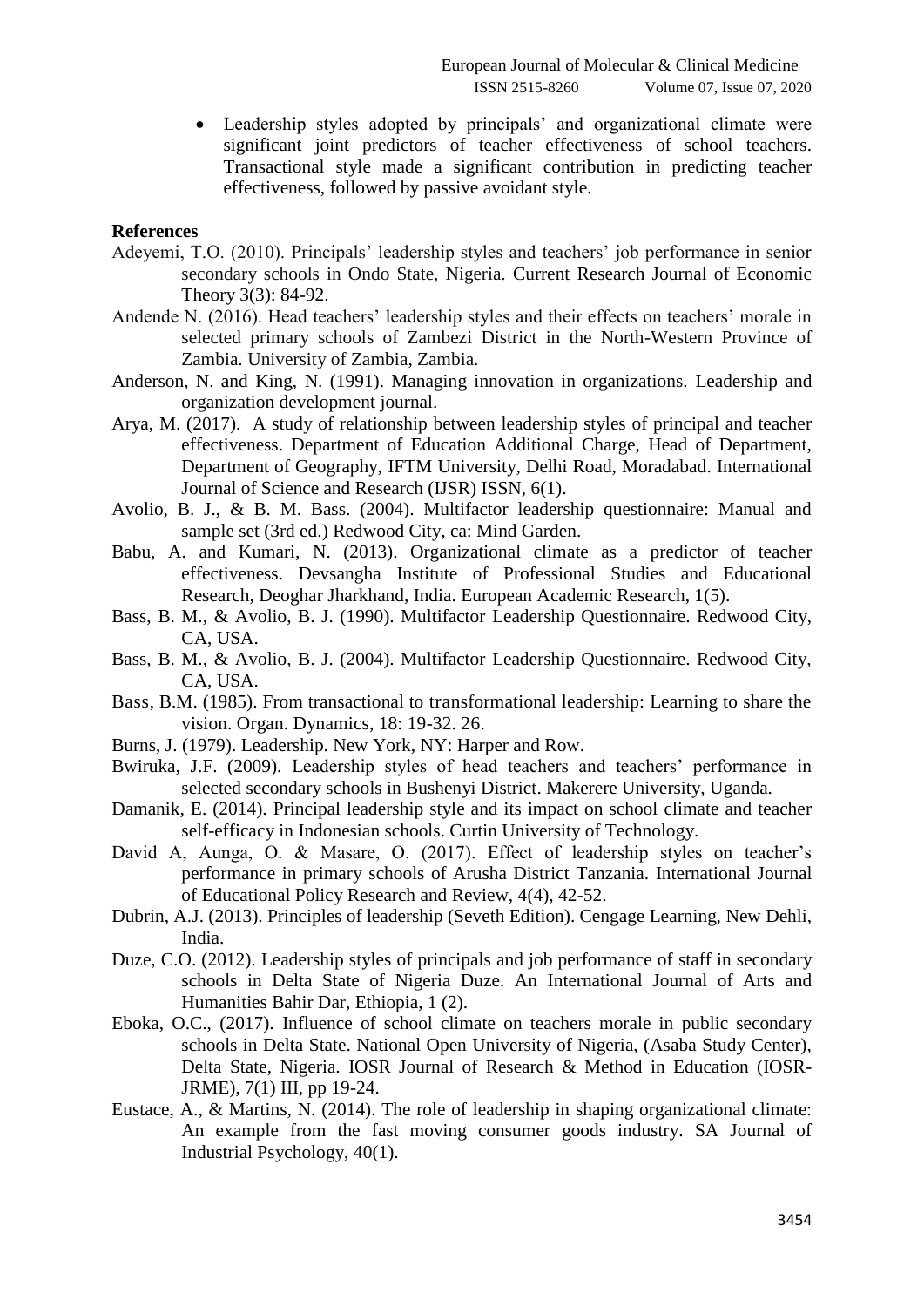- Leadership styles adopted by principals' and organizational climate were significant joint predictors of teacher effectiveness of school teachers. Transactional style made a significant contribution in predicting teacher effectiveness, followed by passive avoidant style.

**References**

Adeyemi, T.O. (2010). Principals' leadership styles and teachers' job performance in senior secondary schools in Ondo State, Nigeria. Current Research Journal of Economic Theory 3(3): 84-92.

Andende N. (2016). Head teachers' leadership styles and their effects on teachers' morale in selected primary schools of Zambezi District in the North-Western Province of Zambia. University of Zambia, Zambia.

Anderson, N. and King, N. (1991). Managing innovation in organizations. Leadership and organization development journal.

Arya, M. (2017). A study of relationship between leadership styles of principal and teacher effectiveness. Department of Education Additional Charge, Head of Department, Department of Geography, IFTM University, Delhi Road, Moradabad. International Journal of Science and Research (IJSR) ISSN, 6(1).

Avolio, B. J., & B. M. Bass. (2004). Multifactor leadership questionnaire: Manual and sample set (3rd ed.) Redwood City, ca: Mind Garden.

Babu, A. and Kumari, N. (2013). Organizational climate as a predictor of teacher effectiveness. Devsangha Institute of Professional Studies and Educational Research, Deoghar Jharkhand, India. European Academic Research, 1(5).

Bass, B. M., & Avolio, B. J. (1990). Multifactor Leadership Questionnaire. Redwood City, CA, USA.

Bass, B. M., & Avolio, B. J. (2004). Multifactor Leadership Questionnaire. Redwood City, CA, USA.

Bass, B.M. (1985). From transactional to transformational leadership: Learning to share the vision. Organ. Dynamics, 18: 19-32. 26.

Burns, J. (1979). Leadership. New York, NY: Harper and Row.

Bwiruka, J.F. (2009). Leadership styles of head teachers and teachers' performance in selected secondary schools in Bushenyi District. Makerere University, Uganda.

Damanik, E. (2014). Principal leadership style and its impact on school climate and teacher self-efficacy in Indonesian schools. Curtin University of Technology.

David A, Aunga, O. & Masare, O. (2017). Effect of leadership styles on teacher's performance in primary schools of Arusha District Tanzania. International Journal of Educational Policy Research and Review, 4(4), 42-52.

Dubrin, A.J. (2013). Principles of leadership (Seveth Edition). Cengage Learning, New Dehli, India.

Duze, C.O. (2012). Leadership styles of principals and job performance of staff in secondary schools in Delta State of Nigeria Duze. An International Journal of Arts and Humanities Bahir Dar, Ethiopia, 1 (2).

Eboka, O.C., (2017). Influence of school climate on teachers morale in public secondary schools in Delta State. National Open University of Nigeria, (Asaba Study Center), Delta State, Nigeria. IOSR Journal of Research & Method in Education (IOSR-JRME), 7(1) III, pp 19-24.

Eustace, A., & Martins, N. (2014). The role of leadership in shaping organizational climate: An example from the fast moving consumer goods industry. SA Journal of Industrial Psychology, 40(1).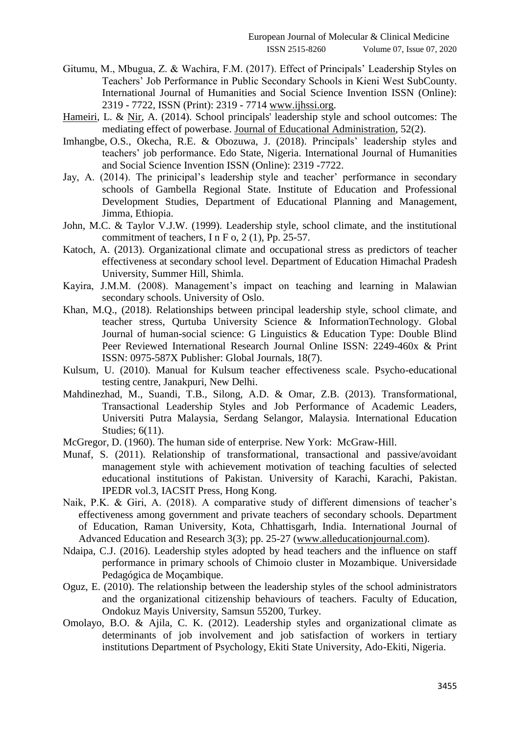Gitumu, M., Mbugua, Z. & Wachira, F.M. (2017). Effect of Principals' Leadership Styles on Teachers' Job Performance in Public Secondary Schools in Kieni West SubCounty. International Journal of Humanities and Social Science Invention ISSN (Online): 2319 - 7722, ISSN (Print): 2319 - 7714 www.ijhssi.org.

Hameiri, L. & Nir, A. (2014). School principals' leadership style and school outcomes: The mediating effect of powerbase. Journal of Educational Administration, 52(2).

Imhangbe, O.S., Okecha, R.E. & Obozuwa, J. (2018). Principals' leadership styles and teachers' job performance. Edo State, Nigeria. International Journal of Humanities and Social Science Invention ISSN (Online): 2319 -7722.

Jay, A. (2014). The prinicipal's leadership style and teacher' performance in secondary schools of Gambella Regional State. Institute of Education and Professional Development Studies, Department of Educational Planning and Management, Jimma, Ethiopia.

John, M.C. & Taylor V.J.W. (1999). Leadership style, school climate, and the institutional commitment of teachers, I n F o, 2 (1), Pp. 25-57.

Katoch, A. (2013). Organizational climate and occupational stress as predictors of teacher effectiveness at secondary school level. Department of Education Himachal Pradesh University, Summer Hill, Shimla.

Kayira, J.M.M. (2008). Management's impact on teaching and learning in Malawian secondary schools. University of Oslo.

Khan, M.Q., (2018). Relationships between principal leadership style, school climate, and teacher stress, Qurtuba University Science & InformationTechnology. Global Journal of human-social science: G Linguistics & Education Type: Double Blind Peer Reviewed International Research Journal Online ISSN: 2249-460x & Print ISSN: 0975-587X Publisher: Global Journals, 18(7).

Kulsum, U. (2010). Manual for Kulsum teacher effectiveness scale. Psycho-educational testing centre, Janakpuri, New Delhi.

Mahdinezhad, M., Suandi, T.B., Silong, A.D. & Omar, Z.B. (2013). Transformational, Transactional Leadership Styles and Job Performance of Academic Leaders, Universiti Putra Malaysia, Serdang Selangor, Malaysia. International Education Studies; 6(11).

McGregor, D. (1960). The human side of enterprise. New York: McGraw-Hill.

Munaf, S. (2011). Relationship of transformational, transactional and passive/avoidant management style with achievement motivation of teaching faculties of selected educational institutions of Pakistan. University of Karachi, Karachi, Pakistan. IPEDR vol.3, IACSIT Press, Hong Kong.

Naik, P.K. & Giri, A. (2018). A comparative study of different dimensions of teacher's effectiveness among government and private teachers of secondary schools. Department of Education, Raman University, Kota, Chhattisgarh, India. International Journal of Advanced Education and Research 3(3); pp. 25-27 (www.alleducationjournal.com).

Ndaipa, C.J. (2016). Leadership styles adopted by head teachers and the influence on staff performance in primary schools of Chimoio cluster in Mozambique. Universidade Pedagógica de Moçambique.

Oguz, E. (2010). The relationship between the leadership styles of the school administrators and the organizational citizenship behaviours of teachers. Faculty of Education, Ondokuz Mayis University, Samsun 55200, Turkey.

Omolayo, B.O. & Ajila, C. K. (2012). Leadership styles and organizational climate as determinants of job involvement and job satisfaction of workers in tertiary institutions Department of Psychology, Ekiti State University, Ado-Ekiti, Nigeria.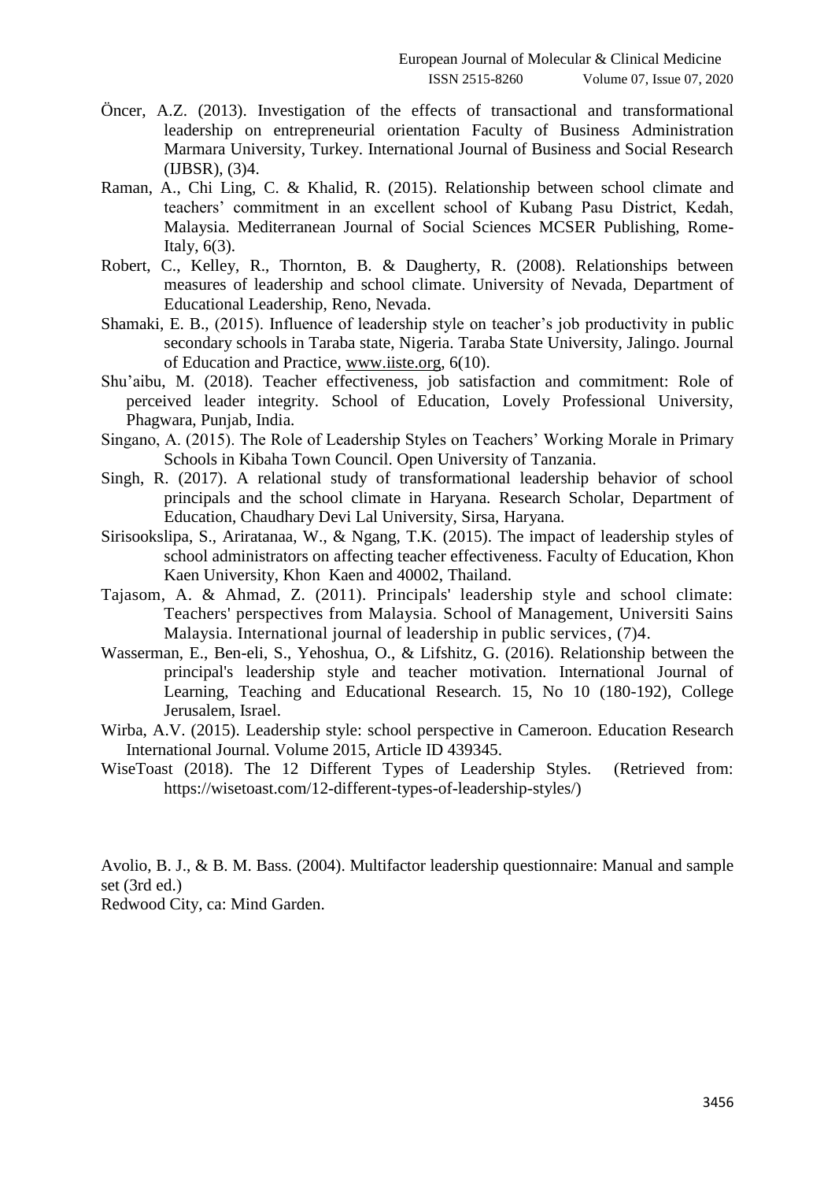Öncer, A.Z. (2013). Investigation of the effects of transactional and transformational leadership on entrepreneurial orientation Faculty of Business Administration Marmara University, Turkey. International Journal of Business and Social Research (IJBSR), (3)4.

Raman, A., Chi Ling, C. & Khalid, R. (2015). Relationship between school climate and teachers' commitment in an excellent school of Kubang Pasu District, Kedah, Malaysia. Mediterranean Journal of Social Sciences MCSER Publishing, Rome-Italy, 6(3).

Robert, C., Kelley, R., Thornton, B. & Daugherty, R. (2008). Relationships between measures of leadership and school climate. University of Nevada, Department of Educational Leadership, Reno, Nevada.

Shamaki, E. B., (2015). Influence of leadership style on teacher's job productivity in public secondary schools in Taraba state, Nigeria. Taraba State University, Jalingo. Journal of Education and Practice, www.iiste.org, 6(10).

Shu'aibu, M. (2018). Teacher effectiveness, job satisfaction and commitment: Role of perceived leader integrity. School of Education, Lovely Professional University, Phagwara, Punjab, India.

Singano, A. (2015). The Role of Leadership Styles on Teachers' Working Morale in Primary Schools in Kibaha Town Council. Open University of Tanzania.

Singh, R. (2017). A relational study of transformational leadership behavior of school principals and the school climate in Haryana. Research Scholar, Department of Education, Chaudhary Devi Lal University, Sirsa, Haryana.

Sirisookslipa, S., Ariratanaa, W., & Ngang, T.K. (2015). The impact of leadership styles of school administrators on affecting teacher effectiveness. Faculty of Education, Khon Kaen University, Khon Kaen and 40002, Thailand.

Tajasom, A. & Ahmad, Z. (2011). Principals' leadership style and school climate: Teachers' perspectives from Malaysia. School of Management, Universiti Sains Malaysia. International journal of leadership in public services, (7)4.

Wasserman, E., Ben-eli, S., Yehoshua, O., & Lifshitz, G. (2016). Relationship between the principal's leadership style and teacher motivation. International Journal of Learning, Teaching and Educational Research. 15, No 10 (180-192), College Jerusalem, Israel.

Wirba, A.V. (2015). Leadership style: school perspective in Cameroon. Education Research International Journal. Volume 2015, Article ID 439345.

WiseToast (2018). The 12 Different Types of Leadership Styles. (Retrieved from: https://wisetoast.com/12-different-types-of-leadership-styles/)

Avolio, B. J., & B. M. Bass. (2004). Multifactor leadership questionnaire: Manual and sample set (3rd ed.)
Redwood City, ca: Mind Garden.